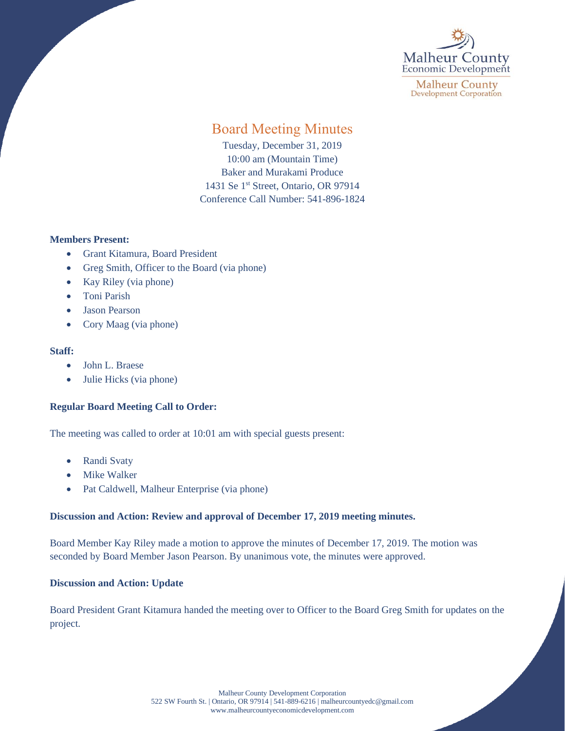Malheur County Economic Development

Malheur County Development Corporation

# Board Meeting Minutes

Tuesday, December 31, 2019
10:00 am (Mountain Time)
Baker and Murakami Produce
1431 Se 1st Street, Ontario, OR 97914
Conference Call Number: 541-896-1824

**Members Present:**

- Grant Kitamura, Board President
- Greg Smith, Officer to the Board (via phone)
- Kay Riley (via phone)
- Toni Parish
- Jason Pearson
- Cory Maag (via phone)

**Staff:**

- John L. Braese
- Julie Hicks (via phone)

**Regular Board Meeting Call to Order:**

The meeting was called to order at 10:01 am with special guests present:

- Randi Svaty
- Mike Walker
- Pat Caldwell, Malheur Enterprise (via phone)

**Discussion and Action: Review and approval of December 17, 2019 meeting minutes.**

Board Member Kay Riley made a motion to approve the minutes of December 17, 2019. The motion was seconded by Board Member Jason Pearson. By unanimous vote, the minutes were approved.

**Discussion and Action: Update**

Board President Grant Kitamura handed the meeting over to Officer to the Board Greg Smith for updates on the project.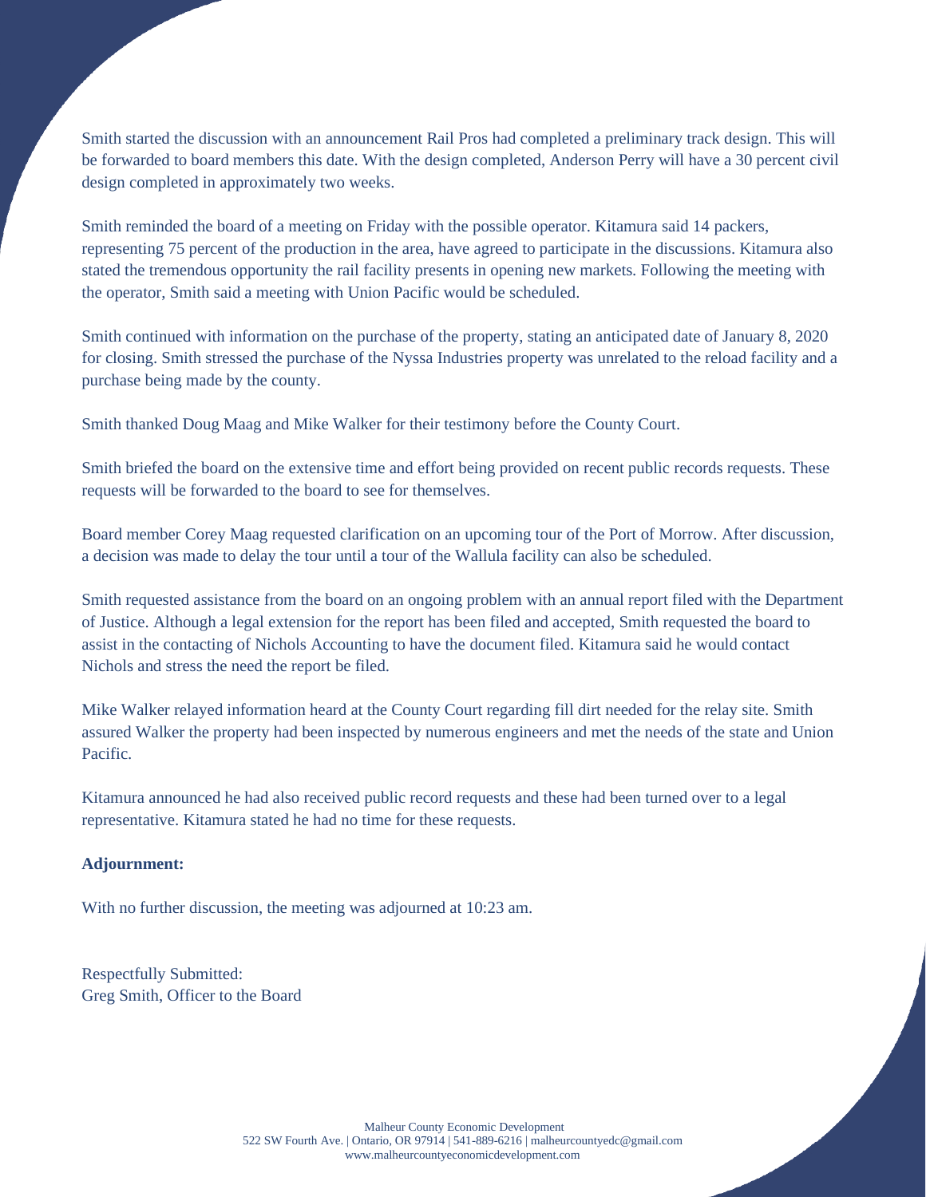Smith started the discussion with an announcement Rail Pros had completed a preliminary track design. This will be forwarded to board members this date. With the design completed, Anderson Perry will have a 30 percent civil design completed in approximately two weeks.

Smith reminded the board of a meeting on Friday with the possible operator. Kitamura said 14 packers, representing 75 percent of the production in the area, have agreed to participate in the discussions. Kitamura also stated the tremendous opportunity the rail facility presents in opening new markets. Following the meeting with the operator, Smith said a meeting with Union Pacific would be scheduled.

Smith continued with information on the purchase of the property, stating an anticipated date of January 8, 2020 for closing. Smith stressed the purchase of the Nyssa Industries property was unrelated to the reload facility and a purchase being made by the county.

Smith thanked Doug Maag and Mike Walker for their testimony before the County Court.

Smith briefed the board on the extensive time and effort being provided on recent public records requests. These requests will be forwarded to the board to see for themselves.

Board member Corey Maag requested clarification on an upcoming tour of the Port of Morrow. After discussion, a decision was made to delay the tour until a tour of the Wallula facility can also be scheduled.

Smith requested assistance from the board on an ongoing problem with an annual report filed with the Department of Justice. Although a legal extension for the report has been filed and accepted, Smith requested the board to assist in the contacting of Nichols Accounting to have the document filed. Kitamura said he would contact Nichols and stress the need the report be filed.

Mike Walker relayed information heard at the County Court regarding fill dirt needed for the relay site. Smith assured Walker the property had been inspected by numerous engineers and met the needs of the state and Union Pacific.

Kitamura announced he had also received public record requests and these had been turned over to a legal representative. Kitamura stated he had no time for these requests.

**Adjournment:**

With no further discussion, the meeting was adjourned at 10:23 am.

Respectfully Submitted:
Greg Smith, Officer to the Board

Malheur County Economic Development
522 SW Fourth Ave. | Ontario, OR 97914 | 541-889-6216 | malheurcountyedc@gmail.com
www.malheurcountyeconomicdevelopment.com